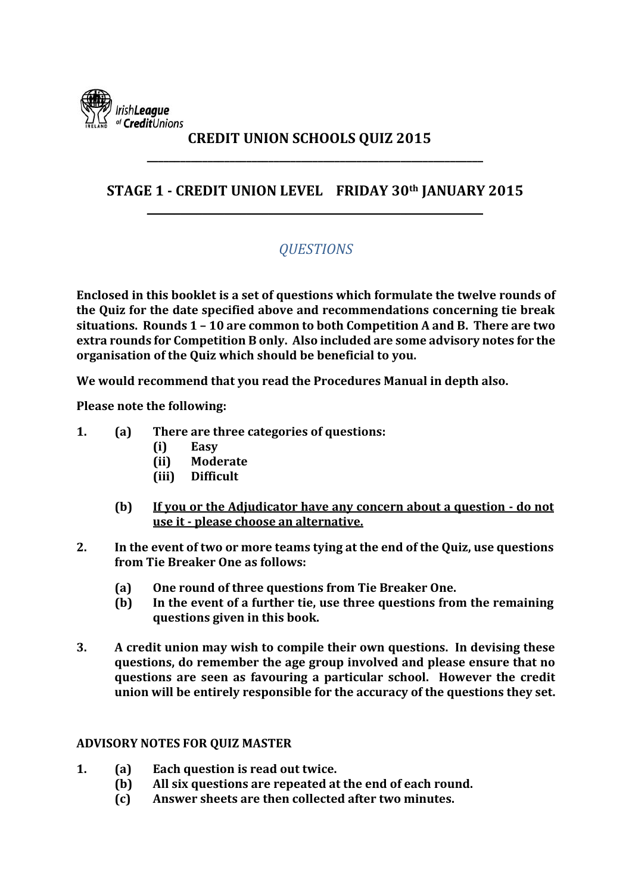Irish League of Credit Unions

# CREDIT UNION SCHOOLS QUIZ 2015

## STAGE 1 - CREDIT UNION LEVEL    FRIDAY 30th JANUARY 2015

*QUESTIONS*

**Enclosed in this booklet is a set of questions which formulate the twelve rounds of the Quiz for the date specified above and recommendations concerning tie break situations. Rounds 1 – 10 are common to both Competition A and B. There are two extra rounds for Competition B only. Also included are some advisory notes for the organisation of the Quiz which should be beneficial to you.**

**We would recommend that you read the Procedures Manual in depth also.**

**Please note the following:**

**1. (a) There are three categories of questions:**
   - **(i) Easy**
   - **(ii) Moderate**
   - **(iii) Difficult**

   **(b) <u>If you or the Adjudicator have any concern about a question - do not use it - please choose an alternative.</u>**

**2. In the event of two or more teams tying at the end of the Quiz, use questions from Tie Breaker One as follows:**

   **(a) One round of three questions from Tie Breaker One.**
   **(b) In the event of a further tie, use three questions from the remaining questions given in this book.**

**3. A credit union may wish to compile their own questions. In devising these questions, do remember the age group involved and please ensure that no questions are seen as favouring a particular school. However the credit union will be entirely responsible for the accuracy of the questions they set.**

### ADVISORY NOTES FOR QUIZ MASTER

**1. (a) Each question is read out twice.**
   **(b) All six questions are repeated at the end of each round.**
   **(c) Answer sheets are then collected after two minutes.**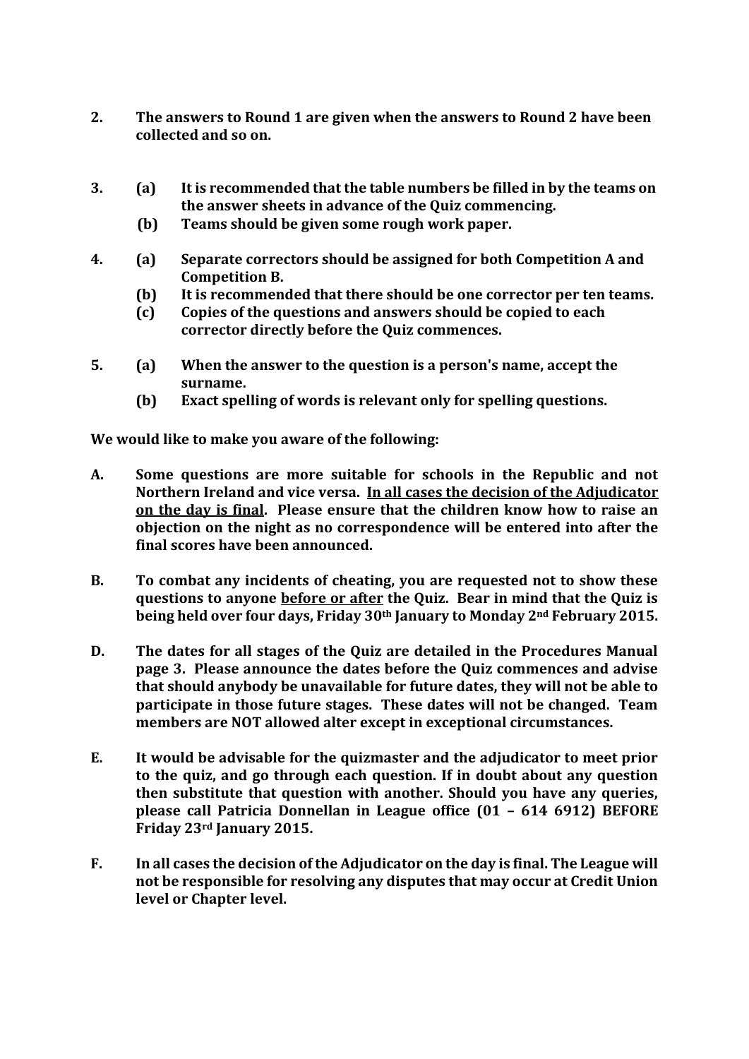**2. The answers to Round 1 are given when the answers to Round 2 have been collected and so on.**

**3. (a) It is recommended that the table numbers be filled in by the teams on the answer sheets in advance of the Quiz commencing.**
**(b) Teams should be given some rough work paper.**

**4. (a) Separate correctors should be assigned for both Competition A and Competition B.**
**(b) It is recommended that there should be one corrector per ten teams.**
**(c) Copies of the questions and answers should be copied to each corrector directly before the Quiz commences.**

**5. (a) When the answer to the question is a person's name, accept the surname.**
**(b) Exact spelling of words is relevant only for spelling questions.**

**We would like to make you aware of the following:**

**A. Some questions are more suitable for schools in the Republic and not Northern Ireland and vice versa. <u>In all cases the decision of the Adjudicator on the day is final</u>. Please ensure that the children know how to raise an objection on the night as no correspondence will be entered into after the final scores have been announced.**

**B. To combat any incidents of cheating, you are requested not to show these questions to anyone <u>before or after</u> the Quiz. Bear in mind that the Quiz is being held over four days, Friday 30th January to Monday 2nd February 2015.**

**D. The dates for all stages of the Quiz are detailed in the Procedures Manual page 3. Please announce the dates before the Quiz commences and advise that should anybody be unavailable for future dates, they will not be able to participate in those future stages. These dates will not be changed. Team members are NOT allowed alter except in exceptional circumstances.**

**E. It would be advisable for the quizmaster and the adjudicator to meet prior to the quiz, and go through each question. If in doubt about any question then substitute that question with another. Should you have any queries, please call Patricia Donnellan in League office (01 – 614 6912) BEFORE Friday 23rd January 2015.**

**F. In all cases the decision of the Adjudicator on the day is final. The League will not be responsible for resolving any disputes that may occur at Credit Union level or Chapter level.**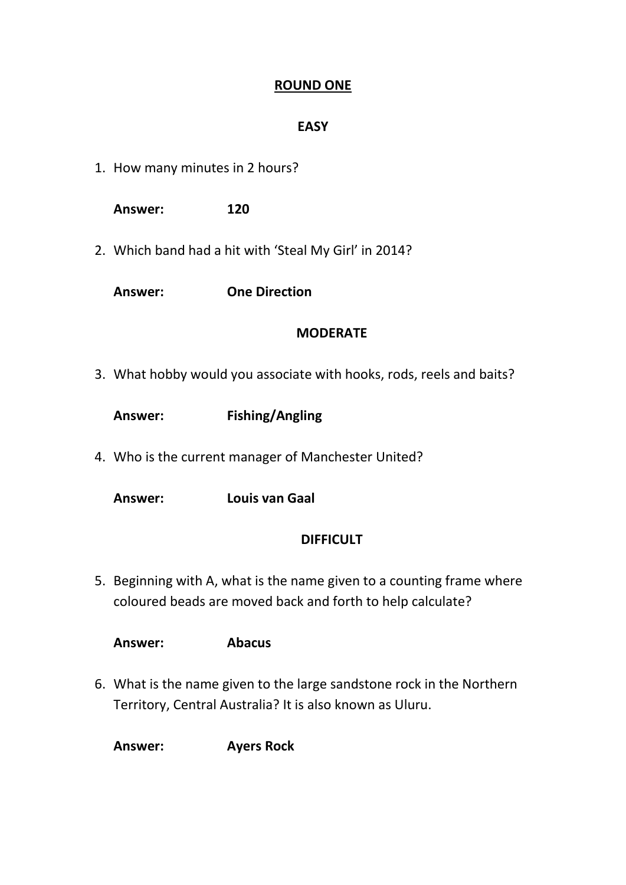## ROUND ONE

### EASY

1. How many minutes in 2 hours?

   **Answer:** **120**

2. Which band had a hit with 'Steal My Girl' in 2014?

   **Answer:** **One Direction**

### MODERATE

3. What hobby would you associate with hooks, rods, reels and baits?

   **Answer:** **Fishing/Angling**

4. Who is the current manager of Manchester United?

   **Answer:** **Louis van Gaal**

### DIFFICULT

5. Beginning with A, what is the name given to a counting frame where coloured beads are moved back and forth to help calculate?

   **Answer:** **Abacus**

6. What is the name given to the large sandstone rock in the Northern Territory, Central Australia? It is also known as Uluru.

   **Answer:** **Ayers Rock**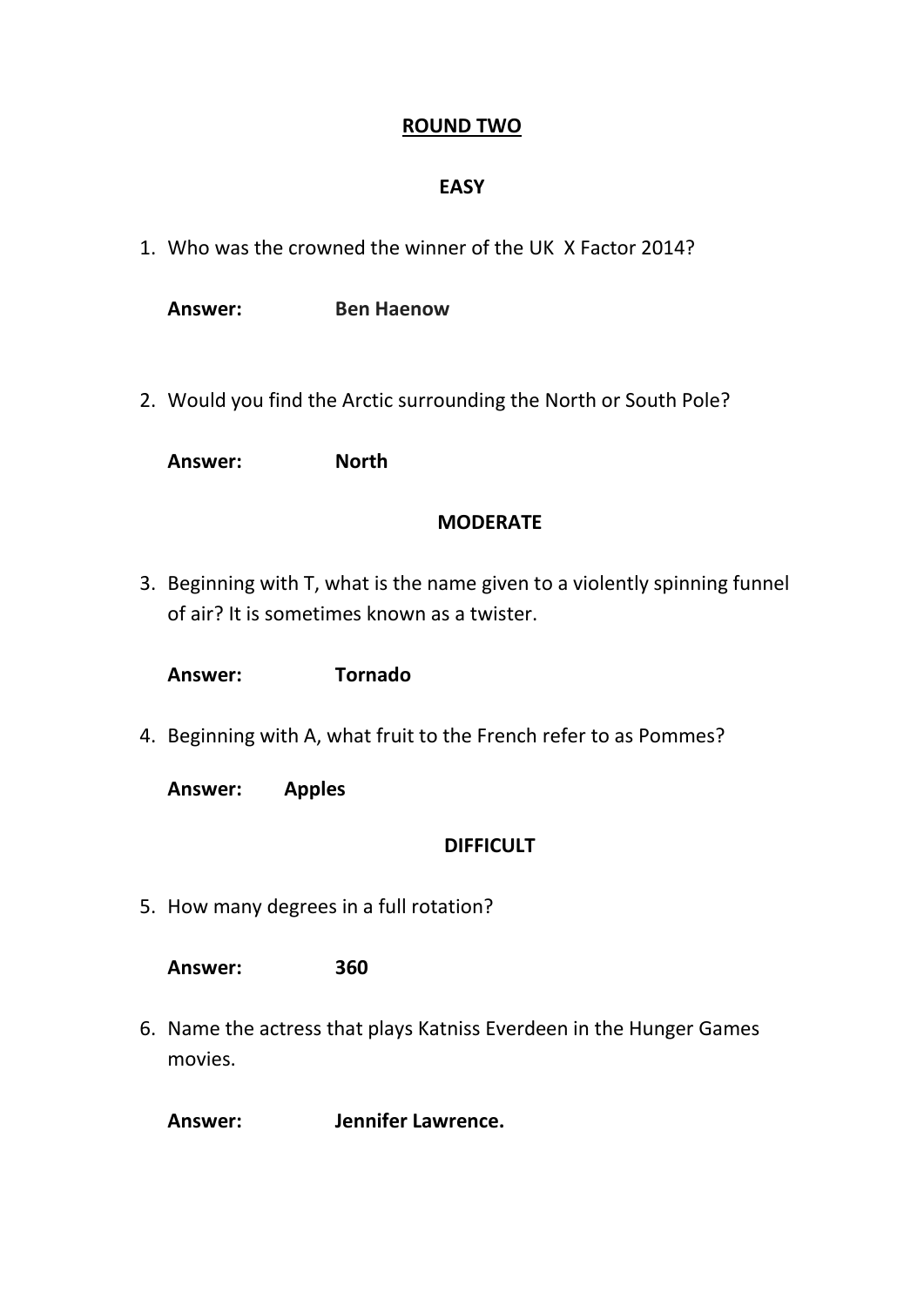## ROUND TWO

### EASY

1. Who was the crowned the winner of the UK X Factor 2014?

   **Answer:** **Ben Haenow**

2. Would you find the Arctic surrounding the North or South Pole?

   **Answer:** **North**

### MODERATE

3. Beginning with T, what is the name given to a violently spinning funnel of air? It is sometimes known as a twister.

   **Answer:** **Tornado**

4. Beginning with A, what fruit to the French refer to as Pommes?

   **Answer:** **Apples**

### DIFFICULT

5. How many degrees in a full rotation?

   **Answer:** **360**

6. Name the actress that plays Katniss Everdeen in the Hunger Games movies.

   **Answer:** **Jennifer Lawrence.**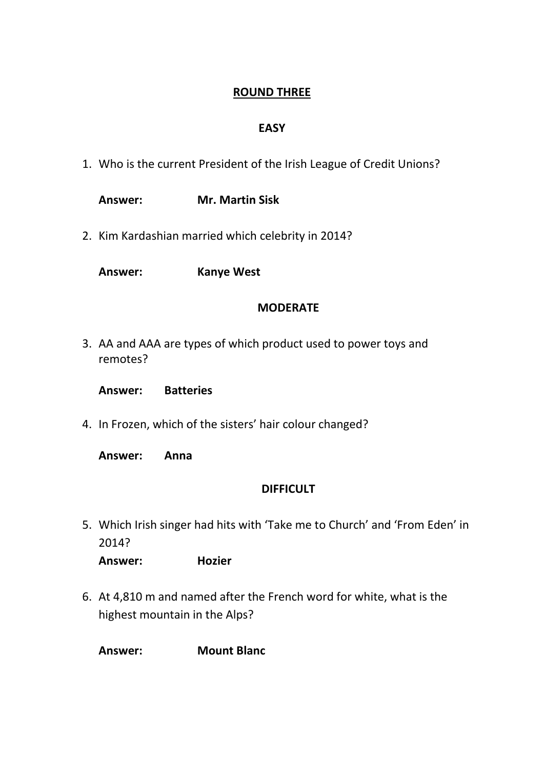## ROUND THREE

### EASY

1. Who is the current President of the Irish League of Credit Unions?

   **Answer: Mr. Martin Sisk**

2. Kim Kardashian married which celebrity in 2014?

   **Answer: Kanye West**

### MODERATE

3. AA and AAA are types of which product used to power toys and remotes?

   **Answer: Batteries**

4. In Frozen, which of the sisters' hair colour changed?

   **Answer: Anna**

### DIFFICULT

5. Which Irish singer had hits with 'Take me to Church' and 'From Eden' in 2014?

   **Answer: Hozier**

6. At 4,810 m and named after the French word for white, what is the highest mountain in the Alps?

   **Answer: Mount Blanc**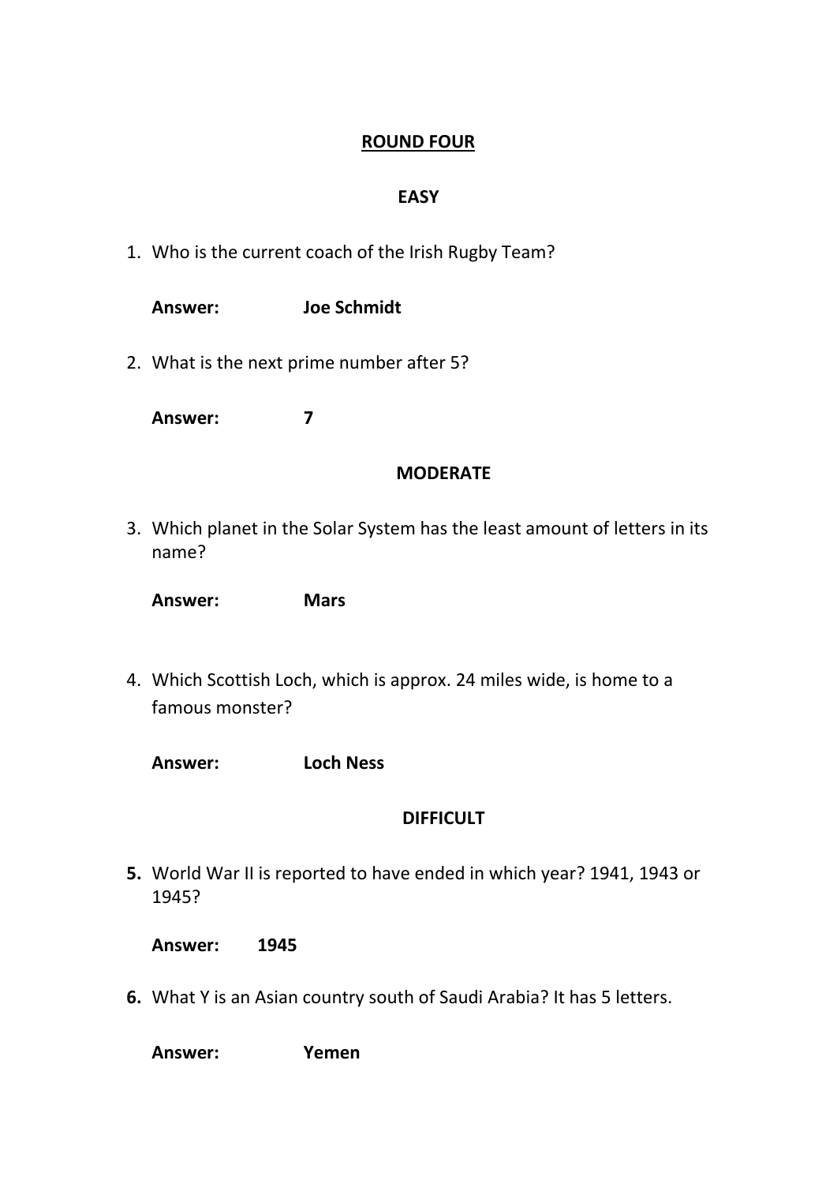## ROUND FOUR

### EASY

1. Who is the current coach of the Irish Rugby Team?

   **Answer: Joe Schmidt**

2. What is the next prime number after 5?

   **Answer: 7**

### MODERATE

3. Which planet in the Solar System has the least amount of letters in its name?

   **Answer: Mars**

4. Which Scottish Loch, which is approx. 24 miles wide, is home to a famous monster?

   **Answer: Loch Ness**

### DIFFICULT

**5.** World War II is reported to have ended in which year? 1941, 1943 or 1945?

   **Answer: 1945**

**6.** What Y is an Asian country south of Saudi Arabia? It has 5 letters.

   **Answer: Yemen**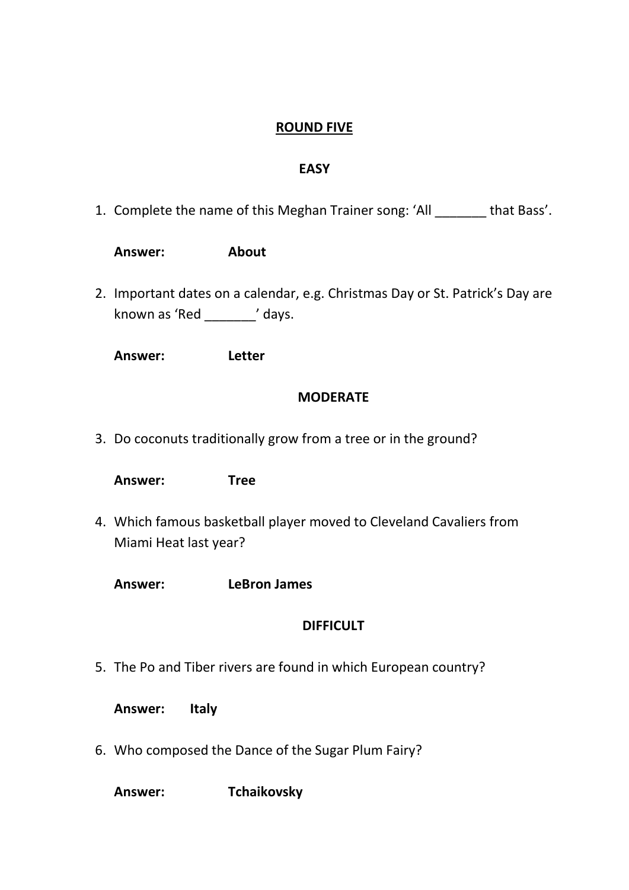## ROUND FIVE

### EASY

1. Complete the name of this Meghan Trainer song: 'All _______ that Bass'.

   **Answer:** **About**

2. Important dates on a calendar, e.g. Christmas Day or St. Patrick's Day are known as 'Red _______' days.

   **Answer:** **Letter**

### MODERATE

3. Do coconuts traditionally grow from a tree or in the ground?

   **Answer:** **Tree**

4. Which famous basketball player moved to Cleveland Cavaliers from Miami Heat last year?

   **Answer:** **LeBron James**

### DIFFICULT

5. The Po and Tiber rivers are found in which European country?

   **Answer:** **Italy**

6. Who composed the Dance of the Sugar Plum Fairy?

   **Answer:** **Tchaikovsky**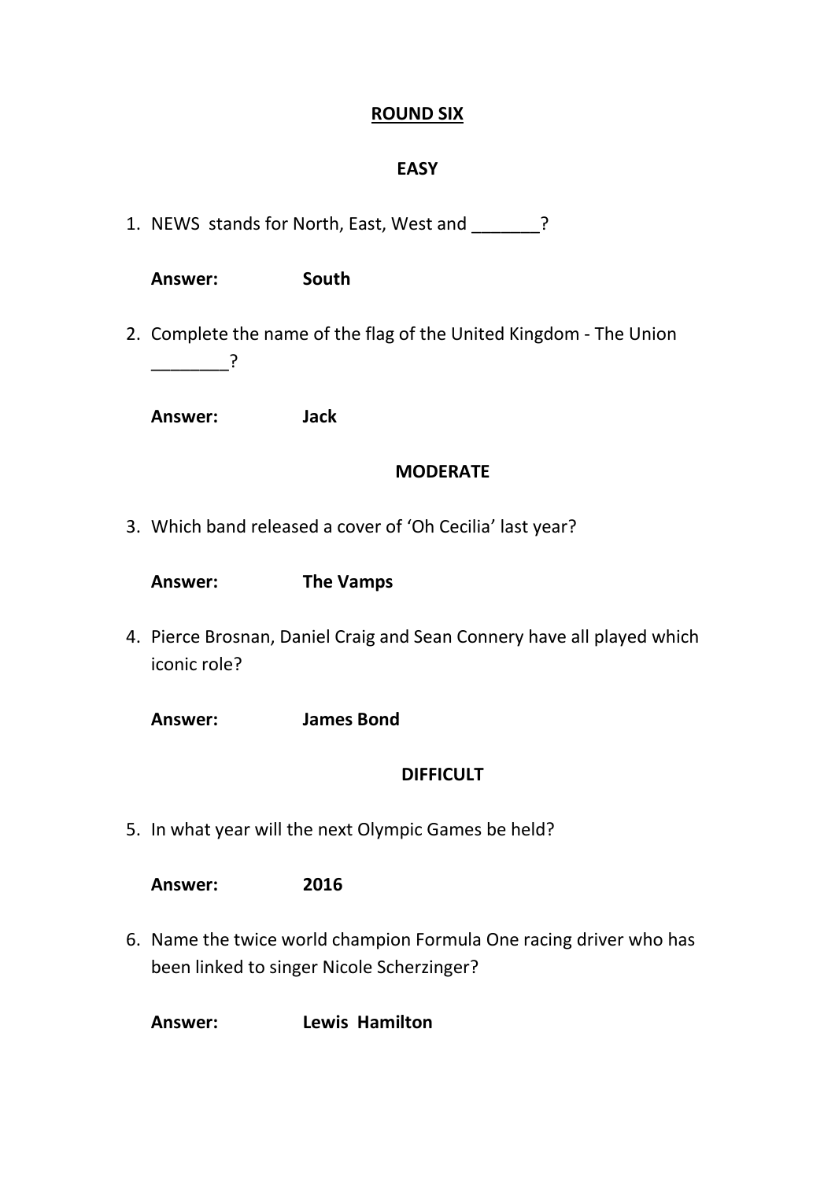## ROUND SIX

### EASY

1. NEWS stands for North, East, West and _______?

   **Answer:** **South**

2. Complete the name of the flag of the United Kingdom - The Union ________?

   **Answer:** **Jack**

### MODERATE

3. Which band released a cover of 'Oh Cecilia' last year?

   **Answer:** **The Vamps**

4. Pierce Brosnan, Daniel Craig and Sean Connery have all played which iconic role?

   **Answer:** **James Bond**

### DIFFICULT

5. In what year will the next Olympic Games be held?

   **Answer:** **2016**

6. Name the twice world champion Formula One racing driver who has been linked to singer Nicole Scherzinger?

   **Answer:** **Lewis Hamilton**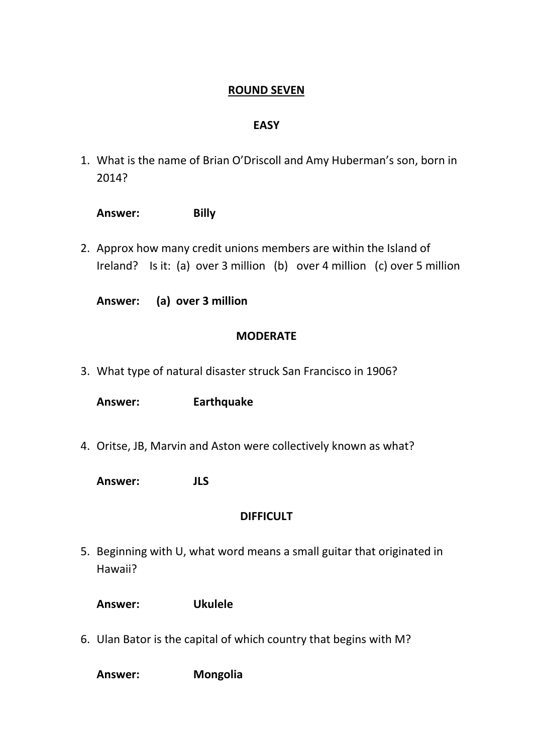## ROUND SEVEN

### EASY

1. What is the name of Brian O'Driscoll and Amy Huberman's son, born in 2014?

   **Answer: Billy**

2. Approx how many credit unions members are within the Island of Ireland? Is it: (a) over 3 million (b) over 4 million (c) over 5 million

   **Answer: (a) over 3 million**

### MODERATE

3. What type of natural disaster struck San Francisco in 1906?

   **Answer: Earthquake**

4. Oritse, JB, Marvin and Aston were collectively known as what?

   **Answer: JLS**

### DIFFICULT

5. Beginning with U, what word means a small guitar that originated in Hawaii?

   **Answer: Ukulele**

6. Ulan Bator is the capital of which country that begins with M?

   **Answer: Mongolia**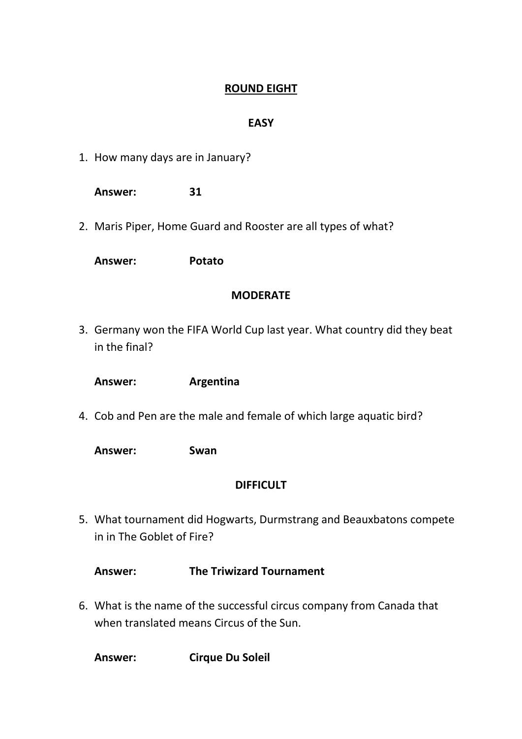## ROUND EIGHT

### EASY

1. How many days are in January?

   **Answer: 31**

2. Maris Piper, Home Guard and Rooster are all types of what?

   **Answer: Potato**

### MODERATE

3. Germany won the FIFA World Cup last year. What country did they beat in the final?

   **Answer: Argentina**

4. Cob and Pen are the male and female of which large aquatic bird?

   **Answer: Swan**

### DIFFICULT

5. What tournament did Hogwarts, Durmstrang and Beauxbatons compete in in The Goblet of Fire?

   **Answer: The Triwizard Tournament**

6. What is the name of the successful circus company from Canada that when translated means Circus of the Sun.

   **Answer: Cirque Du Soleil**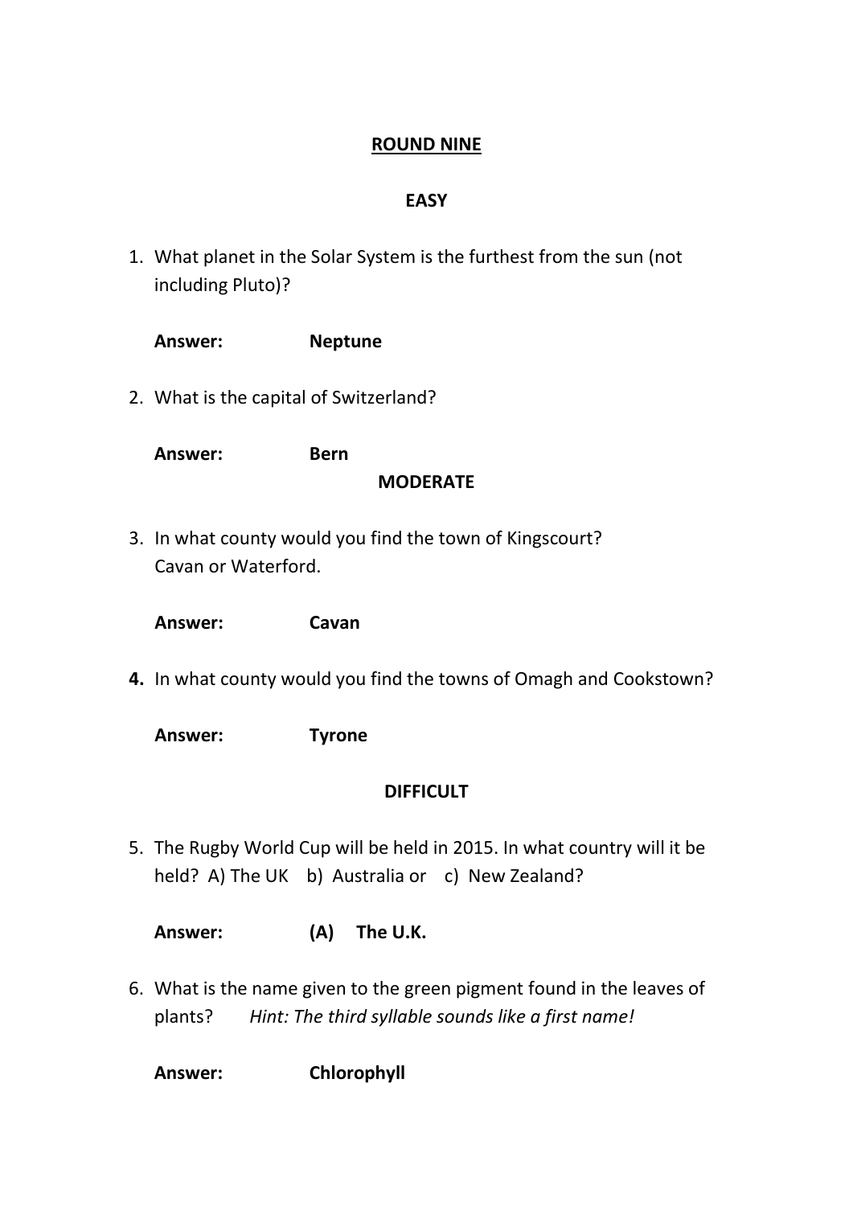## ROUND NINE

### EASY

1. What planet in the Solar System is the furthest from the sun (not including Pluto)?

   **Answer:** **Neptune**

2. What is the capital of Switzerland?

   **Answer:** **Bern**

### MODERATE

3. In what county would you find the town of Kingscourt? Cavan or Waterford.

   **Answer:** **Cavan**

4. In what county would you find the towns of Omagh and Cookstown?

   **Answer:** **Tyrone**

### DIFFICULT

5. The Rugby World Cup will be held in 2015. In what country will it be held? A) The UK b) Australia or c) New Zealand?

   **Answer:** **(A) The U.K.**

6. What is the name given to the green pigment found in the leaves of plants? *Hint: The third syllable sounds like a first name!*

   **Answer:** **Chlorophyll**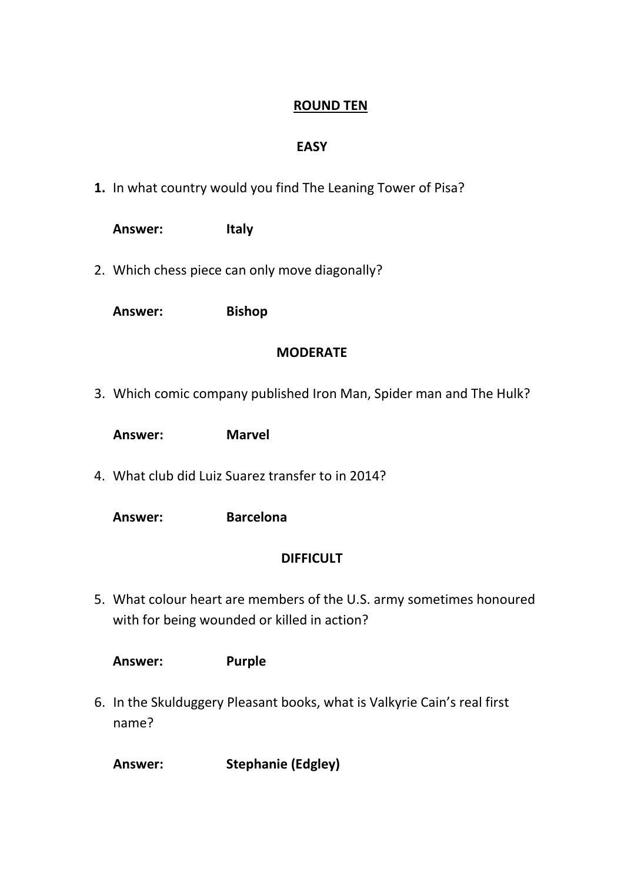# ROUND TEN

## EASY

1. In what country would you find The Leaning Tower of Pisa?

   **Answer: Italy**

2. Which chess piece can only move diagonally?

   **Answer: Bishop**

## MODERATE

3. Which comic company published Iron Man, Spider man and The Hulk?

   **Answer: Marvel**

4. What club did Luiz Suarez transfer to in 2014?

   **Answer: Barcelona**

## DIFFICULT

5. What colour heart are members of the U.S. army sometimes honoured with for being wounded or killed in action?

   **Answer: Purple**

6. In the Skulduggery Pleasant books, what is Valkyrie Cain's real first name?

   **Answer: Stephanie (Edgley)**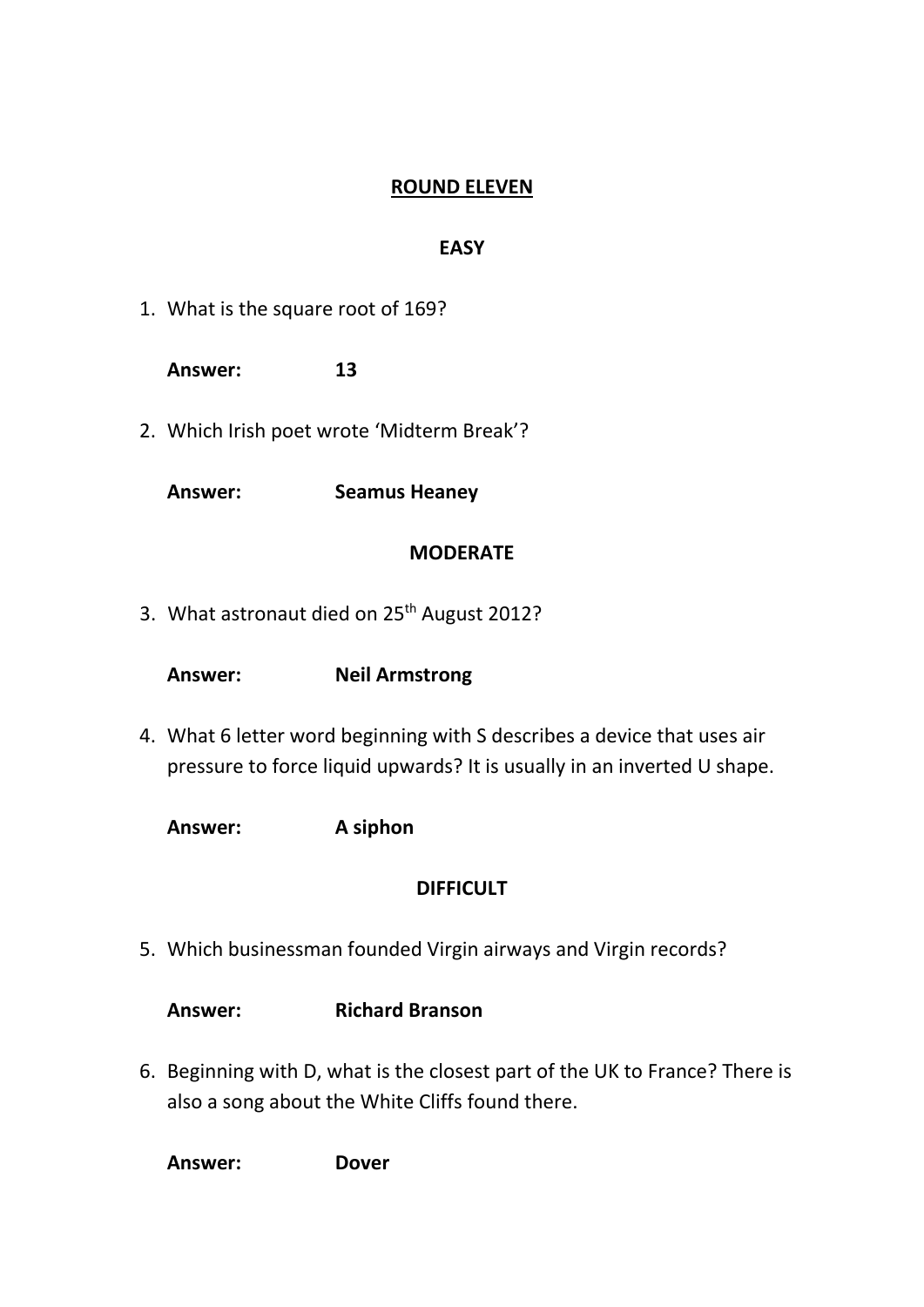## ROUND ELEVEN

### EASY

1. What is the square root of 169?

   **Answer:** **13**

2. Which Irish poet wrote 'Midterm Break'?

   **Answer:** **Seamus Heaney**

### MODERATE

3. What astronaut died on 25th August 2012?

   **Answer:** **Neil Armstrong**

4. What 6 letter word beginning with S describes a device that uses air pressure to force liquid upwards? It is usually in an inverted U shape.

   **Answer:** **A siphon**

### DIFFICULT

5. Which businessman founded Virgin airways and Virgin records?

   **Answer:** **Richard Branson**

6. Beginning with D, what is the closest part of the UK to France? There is also a song about the White Cliffs found there.

   **Answer:** **Dover**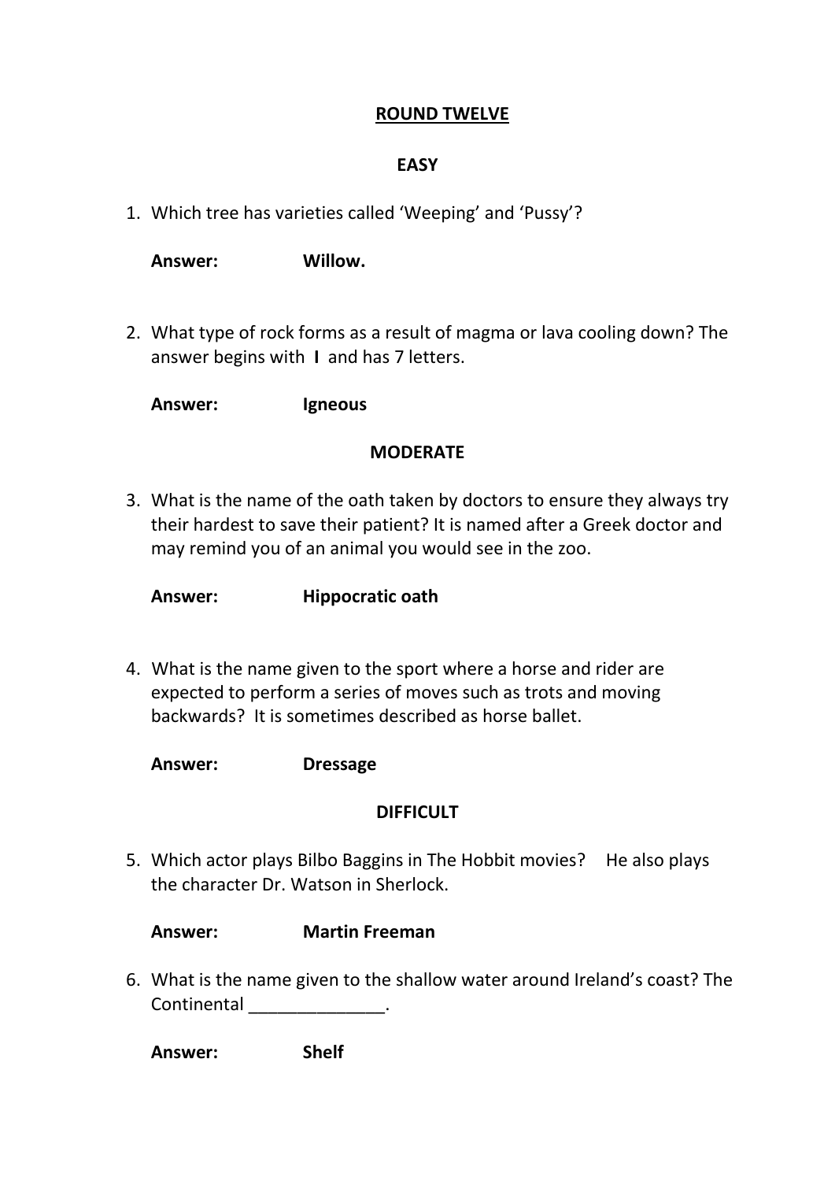## ROUND TWELVE

### EASY

1. Which tree has varieties called 'Weeping' and 'Pussy'?

   **Answer:** **Willow.**

2. What type of rock forms as a result of magma or lava cooling down? The answer begins with **I** and has 7 letters.

   **Answer:** **Igneous**

### MODERATE

3. What is the name of the oath taken by doctors to ensure they always try their hardest to save their patient? It is named after a Greek doctor and may remind you of an animal you would see in the zoo.

   **Answer:** **Hippocratic oath**

4. What is the name given to the sport where a horse and rider are expected to perform a series of moves such as trots and moving backwards? It is sometimes described as horse ballet.

   **Answer:** **Dressage**

### DIFFICULT

5. Which actor plays Bilbo Baggins in The Hobbit movies? He also plays the character Dr. Watson in Sherlock.

   **Answer:** **Martin Freeman**

6. What is the name given to the shallow water around Ireland's coast? The Continental ______________.

   **Answer:** **Shelf**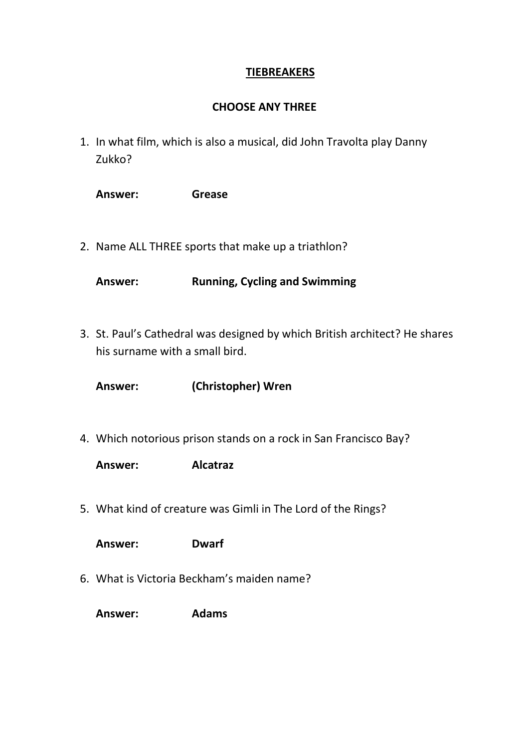# TIEBREAKERS

## CHOOSE ANY THREE

1. In what film, which is also a musical, did John Travolta play Danny Zukko?

   **Answer:** **Grease**

2. Name ALL THREE sports that make up a triathlon?

   **Answer:** **Running, Cycling and Swimming**

3. St. Paul's Cathedral was designed by which British architect? He shares his surname with a small bird.

   **Answer:** **(Christopher) Wren**

4. Which notorious prison stands on a rock in San Francisco Bay?

   **Answer:** **Alcatraz**

5. What kind of creature was Gimli in The Lord of the Rings?

   **Answer:** **Dwarf**

6. What is Victoria Beckham's maiden name?

   **Answer:** **Adams**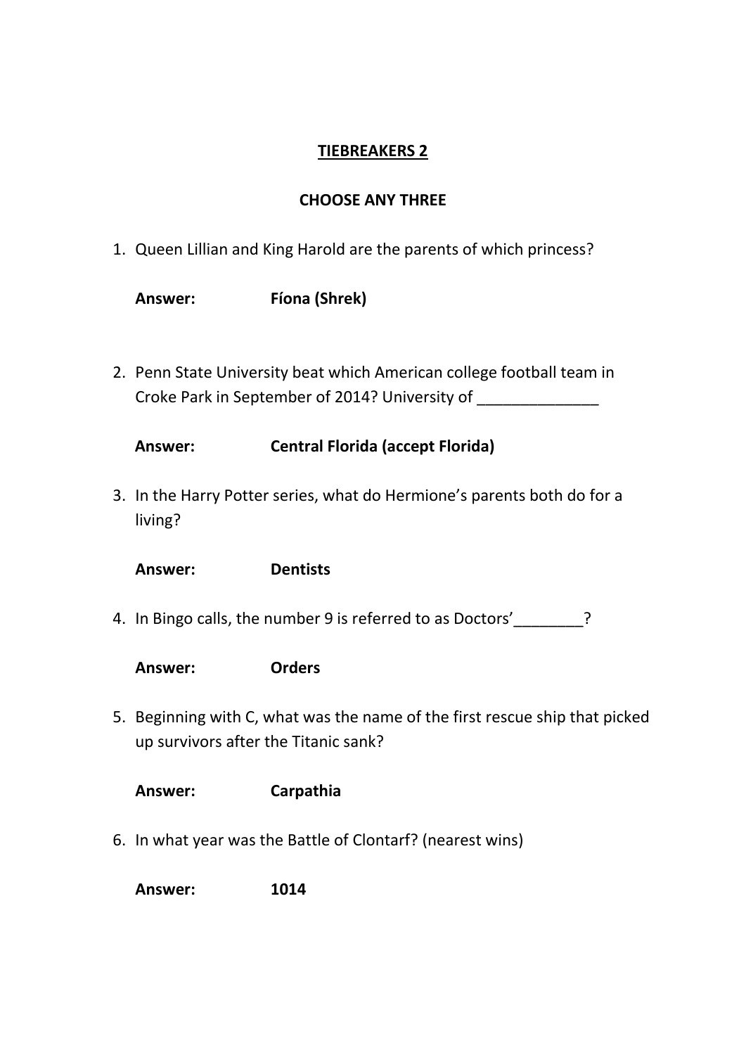## TIEBREAKERS 2

### CHOOSE ANY THREE

1. Queen Lillian and King Harold are the parents of which princess?

   **Answer:** **Fíona (Shrek)**

2. Penn State University beat which American college football team in Croke Park in September of 2014? University of ______________

   **Answer:** **Central Florida (accept Florida)**

3. In the Harry Potter series, what do Hermione's parents both do for a living?

   **Answer:** **Dentists**

4. In Bingo calls, the number 9 is referred to as Doctors'________?

   **Answer:** **Orders**

5. Beginning with C, what was the name of the first rescue ship that picked up survivors after the Titanic sank?

   **Answer:** **Carpathia**

6. In what year was the Battle of Clontarf? (nearest wins)

   **Answer:** **1014**